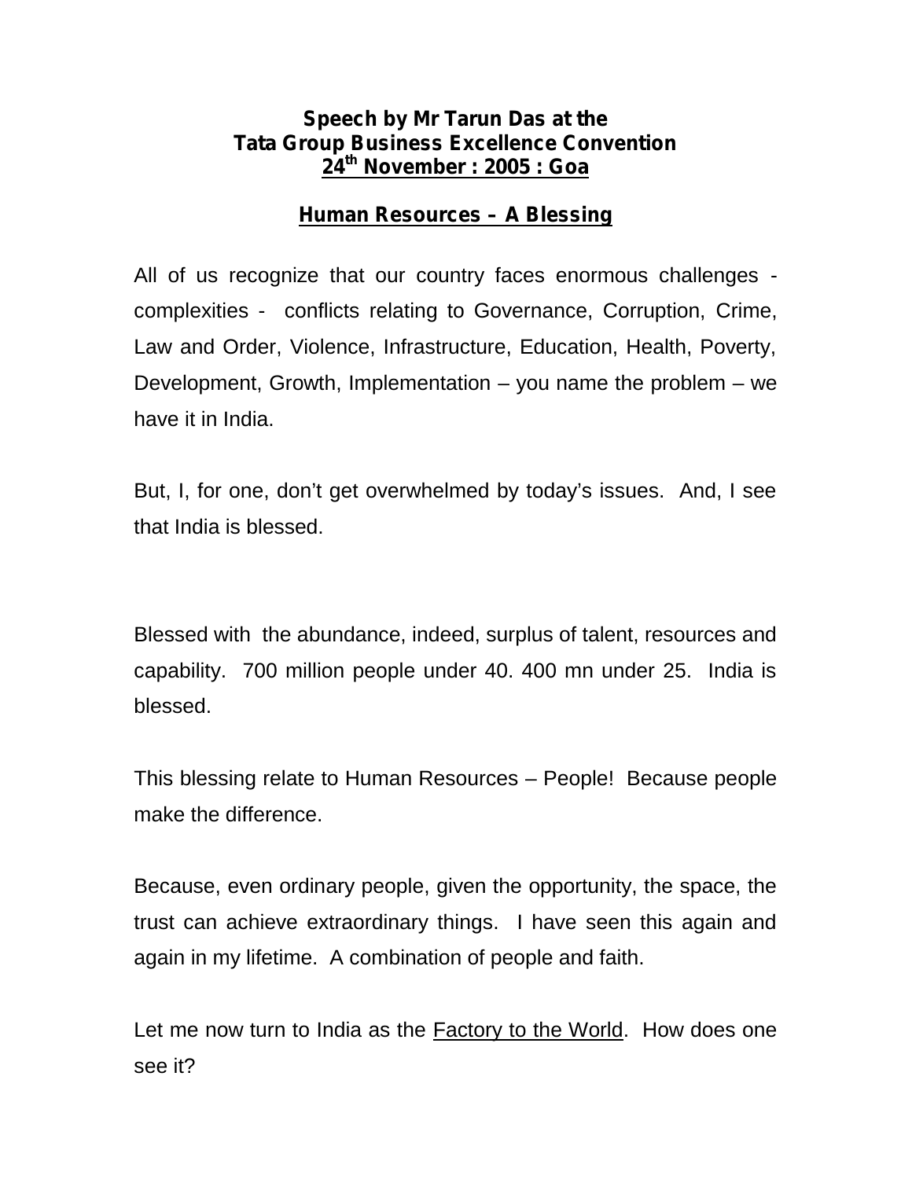**Speech by Mr Tarun Das at the**
**Tata Group Business Excellence Convention**
**24th November : 2005 : Goa**

## Human Resources – A Blessing

All of us recognize that our country faces enormous challenges - complexities - conflicts relating to Governance, Corruption, Crime, Law and Order, Violence, Infrastructure, Education, Health, Poverty, Development, Growth, Implementation – you name the problem – we have it in India.

But, I, for one, don't get overwhelmed by today's issues. And, I see that India is blessed.

Blessed with the abundance, indeed, surplus of talent, resources and capability. 700 million people under 40. 400 mn under 25. India is blessed.

This blessing relate to Human Resources – People! Because people make the difference.

Because, even ordinary people, given the opportunity, the space, the trust can achieve extraordinary things. I have seen this again and again in my lifetime. A combination of people and faith.

Let me now turn to India as the Factory to the World. How does one see it?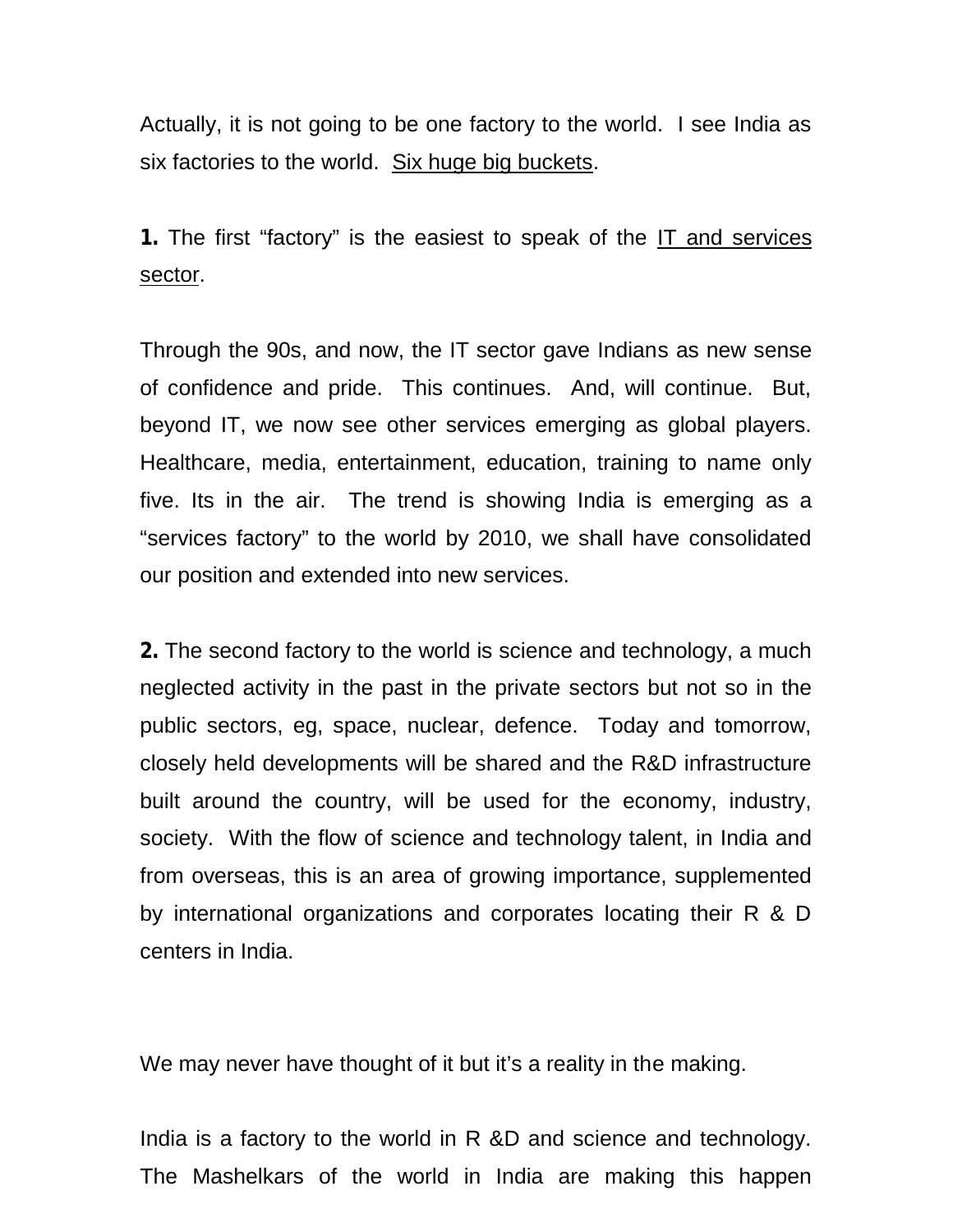Actually, it is not going to be one factory to the world. I see India as six factories to the world. <u>Six huge big buckets</u>.

**1.** The first "factory" is the easiest to speak of the <u>IT and services sector</u>.

Through the 90s, and now, the IT sector gave Indians as new sense of confidence and pride. This continues. And, will continue. But, beyond IT, we now see other services emerging as global players. Healthcare, media, entertainment, education, training to name only five. Its in the air. The trend is showing India is emerging as a "services factory" to the world by 2010, we shall have consolidated our position and extended into new services.

**2.** The second factory to the world is science and technology, a much neglected activity in the past in the private sectors but not so in the public sectors, eg, space, nuclear, defence. Today and tomorrow, closely held developments will be shared and the R&D infrastructure built around the country, will be used for the economy, industry, society. With the flow of science and technology talent, in India and from overseas, this is an area of growing importance, supplemented by international organizations and corporates locating their R & D centers in India.

We may never have thought of it but it's a reality in the making.

India is a factory to the world in R &D and science and technology. The Mashelkars of the world in India are making this happen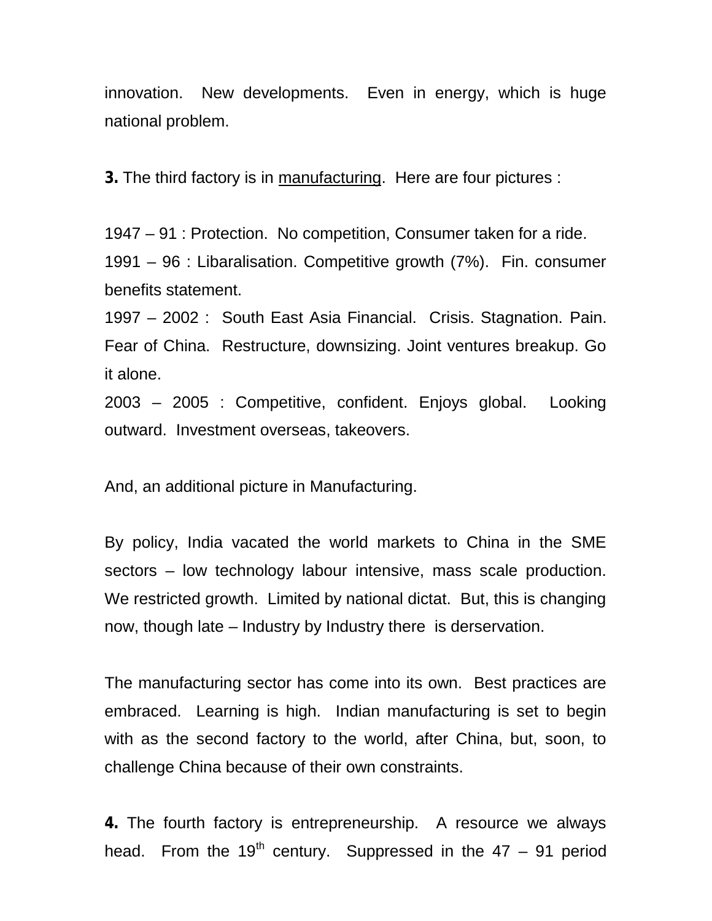innovation. New developments. Even in energy, which is huge national problem.

**3.** The third factory is in <u>manufacturing</u>. Here are four pictures :

1947 – 91 : Protection. No competition, Consumer taken for a ride.
1991 – 96 : Libaralisation. Competitive growth (7%). Fin. consumer benefits statement.
1997 – 2002 : South East Asia Financial. Crisis. Stagnation. Pain. Fear of China. Restructure, downsizing. Joint ventures breakup. Go it alone.
2003 – 2005 : Competitive, confident. Enjoys global. Looking outward. Investment overseas, takeovers.

And, an additional picture in Manufacturing.

By policy, India vacated the world markets to China in the SME sectors – low technology labour intensive, mass scale production. We restricted growth. Limited by national dictat. But, this is changing now, though late – Industry by Industry there is derservation.

The manufacturing sector has come into its own. Best practices are embraced. Learning is high. Indian manufacturing is set to begin with as the second factory to the world, after China, but, soon, to challenge China because of their own constraints.

**4.** The fourth factory is entrepreneurship. A resource we always head. From the 19th century. Suppressed in the 47 – 91 period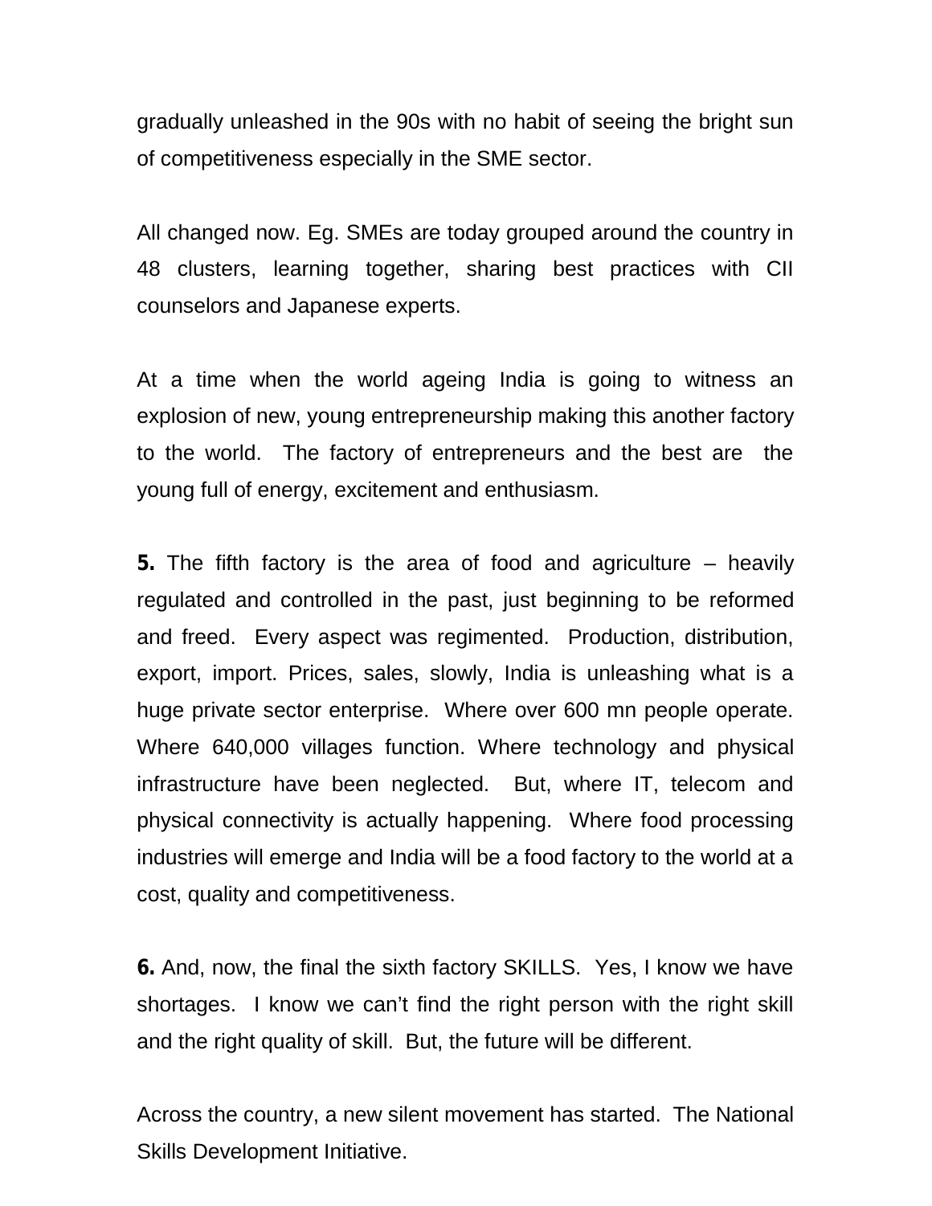gradually unleashed in the 90s with no habit of seeing the bright sun of competitiveness especially in the SME sector.

All changed now. Eg. SMEs are today grouped around the country in 48 clusters, learning together, sharing best practices with CII counselors and Japanese experts.

At a time when the world ageing India is going to witness an explosion of new, young entrepreneurship making this another factory to the world. The factory of entrepreneurs and the best are the young full of energy, excitement and enthusiasm.

**5.** The fifth factory is the area of food and agriculture – heavily regulated and controlled in the past, just beginning to be reformed and freed. Every aspect was regimented. Production, distribution, export, import. Prices, sales, slowly, India is unleashing what is a huge private sector enterprise. Where over 600 mn people operate. Where 640,000 villages function. Where technology and physical infrastructure have been neglected. But, where IT, telecom and physical connectivity is actually happening. Where food processing industries will emerge and India will be a food factory to the world at a cost, quality and competitiveness.

**6.** And, now, the final the sixth factory SKILLS. Yes, I know we have shortages. I know we can't find the right person with the right skill and the right quality of skill. But, the future will be different.

Across the country, a new silent movement has started. The National Skills Development Initiative.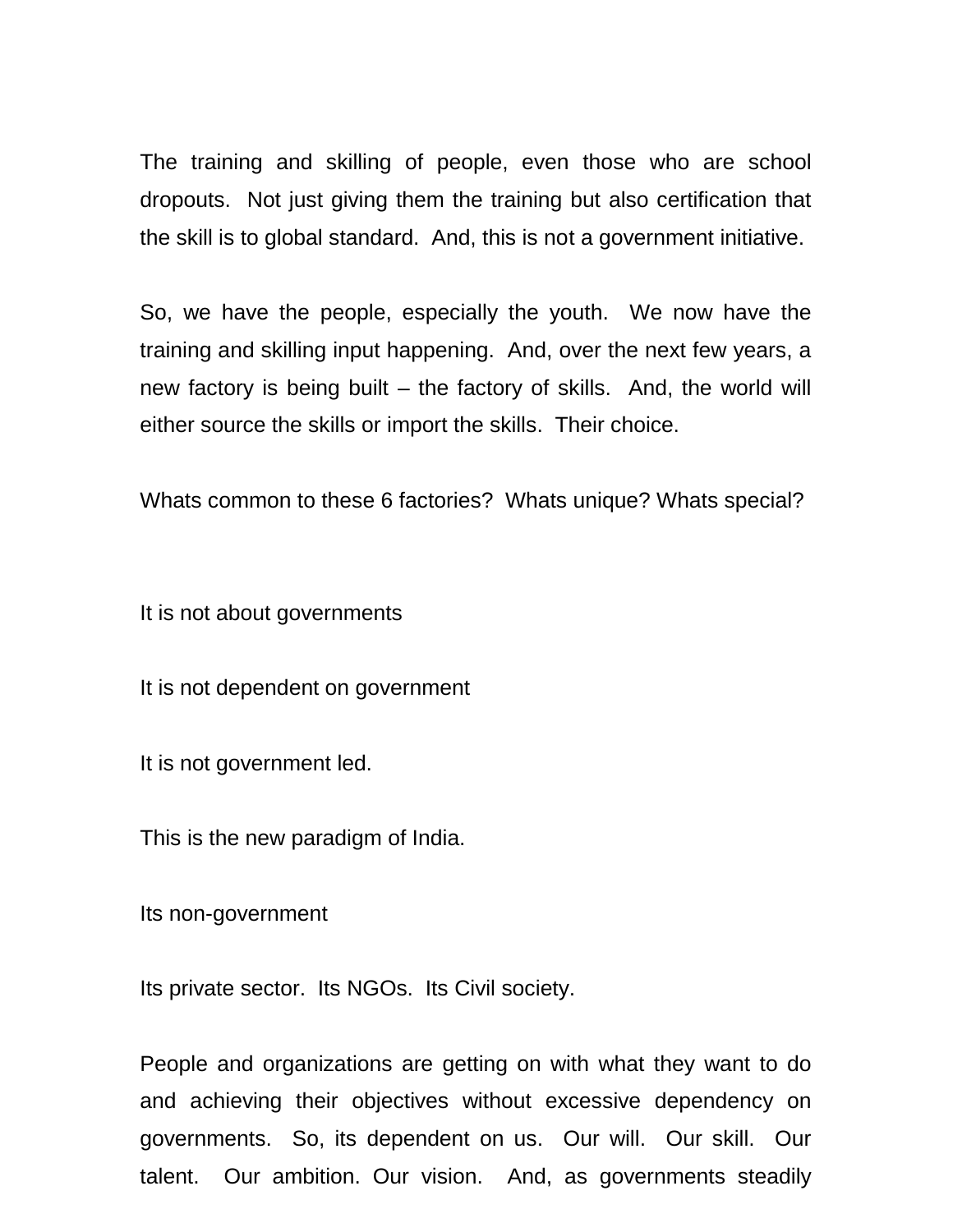The training and skilling of people, even those who are school dropouts. Not just giving them the training but also certification that the skill is to global standard. And, this is not a government initiative.

So, we have the people, especially the youth. We now have the training and skilling input happening. And, over the next few years, a new factory is being built – the factory of skills. And, the world will either source the skills or import the skills. Their choice.

Whats common to these 6 factories? Whats unique? Whats special?

It is not about governments

It is not dependent on government

It is not government led.

This is the new paradigm of India.

Its non-government

Its private sector. Its NGOs. Its Civil society.

People and organizations are getting on with what they want to do and achieving their objectives without excessive dependency on governments. So, its dependent on us. Our will. Our skill. Our talent. Our ambition. Our vision. And, as governments steadily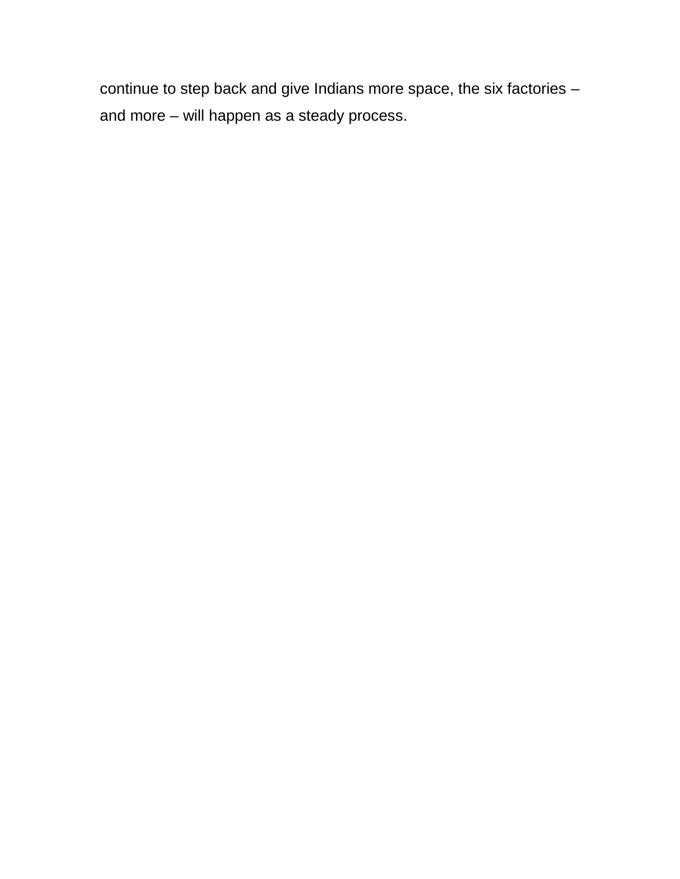continue to step back and give Indians more space, the six factories – and more – will happen as a steady process.